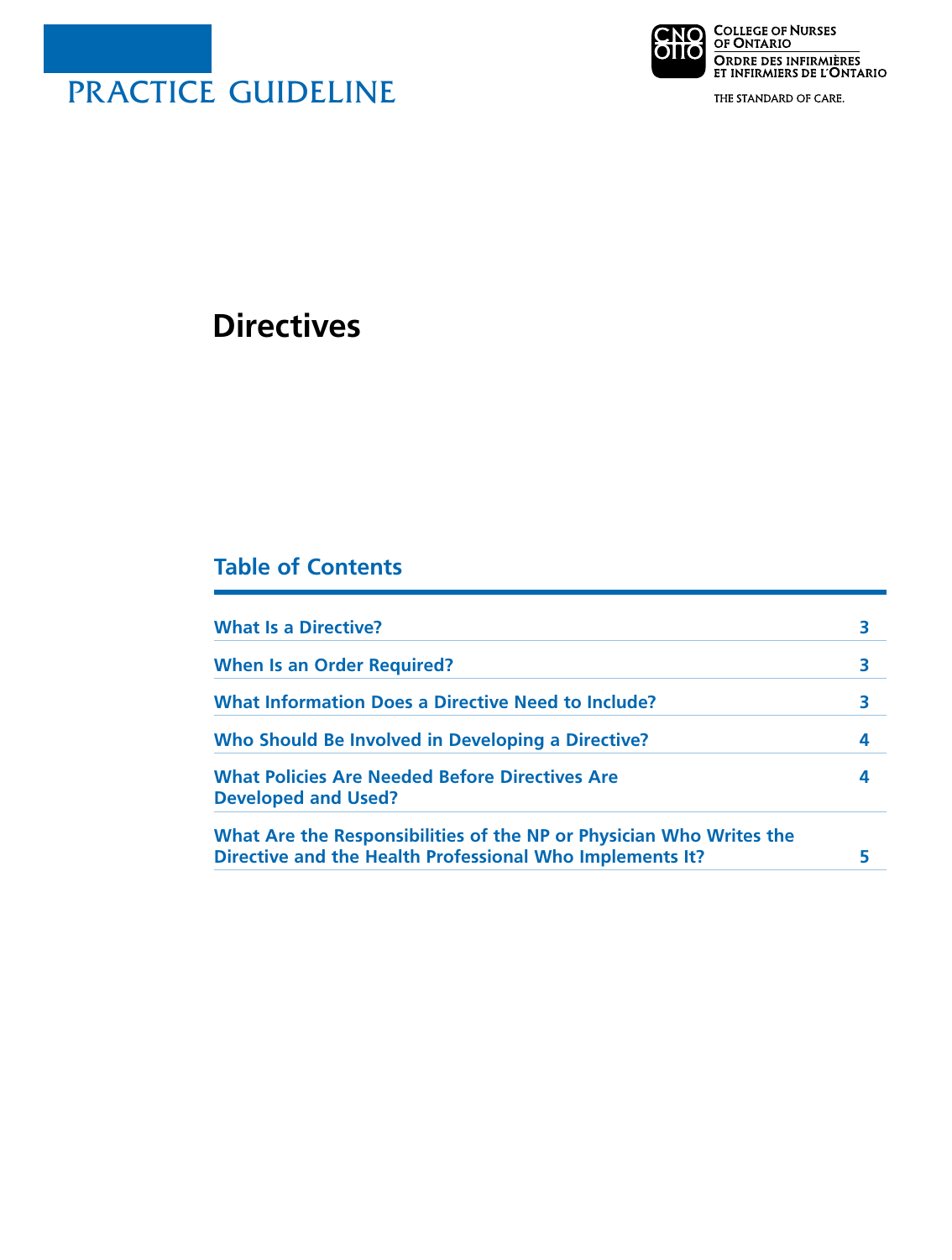PRACTICE GUIDELINE

College of Nurses of Ontario
Ordre des infirmières et infirmiers de l'Ontario

THE STANDARD OF CARE.

# Directives

## Table of Contents

| | |
|---|---|
| What Is a Directive? | 3 |
| When Is an Order Required? | 3 |
| What Information Does a Directive Need to Include? | 3 |
| Who Should Be Involved in Developing a Directive? | 4 |
| What Policies Are Needed Before Directives Are Developed and Used? | 4 |
| What Are the Responsibilities of the NP or Physician Who Writes the Directive and the Health Professional Who Implements It? | 5 |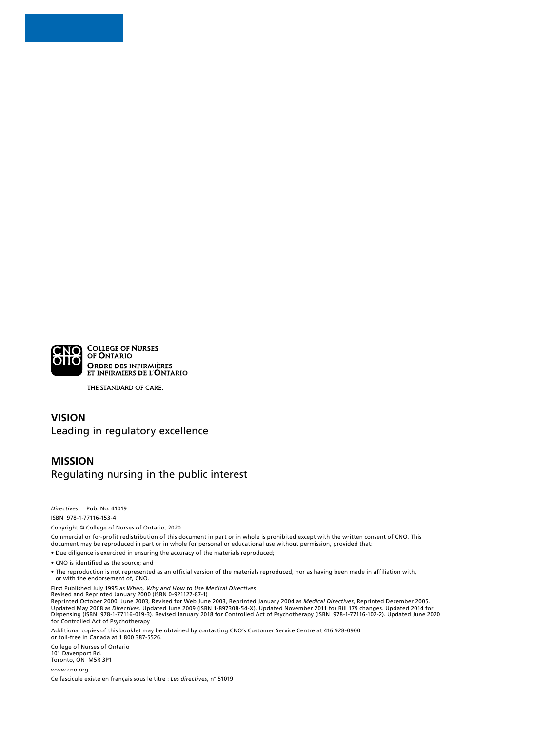College of Nurses of Ontario

Ordre des infirmières et infirmiers de l'Ontario

THE STANDARD OF CARE.

## VISION

Leading in regulatory excellence

## MISSION

Regulating nursing in the public interest

---

*Directives* Pub. No. 41019

ISBN 978-1-77116-153-4

Copyright © College of Nurses of Ontario, 2020.

Commercial or for-profit redistribution of this document in part or in whole is prohibited except with the written consent of CNO. This document may be reproduced in part or in whole for personal or educational use without permission, provided that:

- Due diligence is exercised in ensuring the accuracy of the materials reproduced;
- CNO is identified as the source; and
- The reproduction is not represented as an official version of the materials reproduced, nor as having been made in affiliation with, or with the endorsement of, CNO.

First Published July 1995 as *When, Why and How to Use Medical Directives*
Revised and Reprinted January 2000 (ISBN 0-921127-87-1)
Reprinted October 2000, June 2003, Revised for Web June 2003, Reprinted January 2004 as *Medical Directives*, Reprinted December 2005. Updated May 2008 as *Directives*. Updated June 2009 (ISBN 1-897308-54-X). Updated November 2011 for Bill 179 changes. Updated 2014 for Dispensing (ISBN 978-1-77116-019-3). Revised January 2018 for Controlled Act of Psychotherapy (ISBN 978-1-77116-102-2). Updated June 2020 for Controlled Act of Psychotherapy

Additional copies of this booklet may be obtained by contacting CNO's Customer Service Centre at 416 928-0900 or toll-free in Canada at 1 800 387-5526.

College of Nurses of Ontario
101 Davenport Rd.
Toronto, ON M5R 3P1

www.cno.org

Ce fascicule existe en français sous le titre : *Les directives*, n° 51019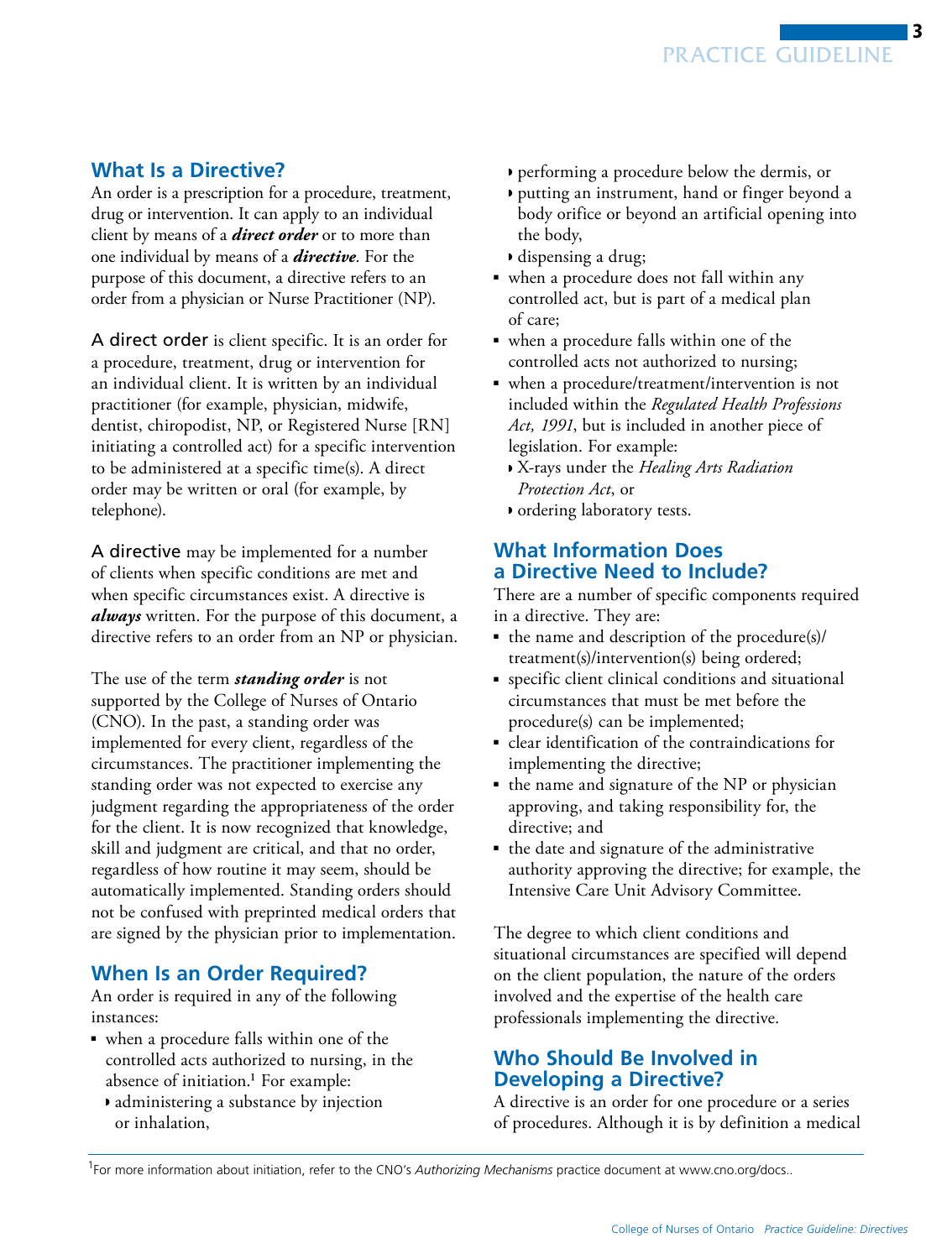## What Is a Directive?

An order is a prescription for a procedure, treatment, drug or intervention. It can apply to an individual client by means of a ***direct order*** or to more than one individual by means of a ***directive***. For the purpose of this document, a directive refers to an order from a physician or Nurse Practitioner (NP).

A direct order is client specific. It is an order for a procedure, treatment, drug or intervention for an individual client. It is written by an individual practitioner (for example, physician, midwife, dentist, chiropodist, NP, or Registered Nurse [RN] initiating a controlled act) for a specific intervention to be administered at a specific time(s). A direct order may be written or oral (for example, by telephone).

A directive may be implemented for a number of clients when specific conditions are met and when specific circumstances exist. A directive is ***always*** written. For the purpose of this document, a directive refers to an order from an NP or physician.

The use of the term ***standing order*** is not supported by the College of Nurses of Ontario (CNO). In the past, a standing order was implemented for every client, regardless of the circumstances. The practitioner implementing the standing order was not expected to exercise any judgment regarding the appropriateness of the order for the client. It is now recognized that knowledge, skill and judgment are critical, and that no order, regardless of how routine it may seem, should be automatically implemented. Standing orders should not be confused with preprinted medical orders that are signed by the physician prior to implementation.

## When Is an Order Required?

An order is required in any of the following instances:

- when a procedure falls within one of the controlled acts authorized to nursing, in the absence of initiation.[1] For example:
  - administering a substance by injection or inhalation,
  - performing a procedure below the dermis, or
  - putting an instrument, hand or finger beyond a body orifice or beyond an artificial opening into the body,
  - dispensing a drug;
- when a procedure does not fall within any controlled act, but is part of a medical plan of care;
- when a procedure falls within one of the controlled acts not authorized to nursing;
- when a procedure/treatment/intervention is not included within the *Regulated Health Professions Act, 1991*, but is included in another piece of legislation. For example:
  - X-rays under the *Healing Arts Radiation Protection Act*, or
  - ordering laboratory tests.

## What Information Does a Directive Need to Include?

There are a number of specific components required in a directive. They are:

- the name and description of the procedure(s)/treatment(s)/intervention(s) being ordered;
- specific client clinical conditions and situational circumstances that must be met before the procedure(s) can be implemented;
- clear identification of the contraindications for implementing the directive;
- the name and signature of the NP or physician approving, and taking responsibility for, the directive; and
- the date and signature of the administrative authority approving the directive; for example, the Intensive Care Unit Advisory Committee.

The degree to which client conditions and situational circumstances are specified will depend on the client population, the nature of the orders involved and the expertise of the health care professionals implementing the directive.

## Who Should Be Involved in Developing a Directive?

A directive is an order for one procedure or a series of procedures. Although it is by definition a medical

---

[1] For more information about initiation, refer to the CNO's *Authorizing Mechanisms* practice document at www.cno.org/docs..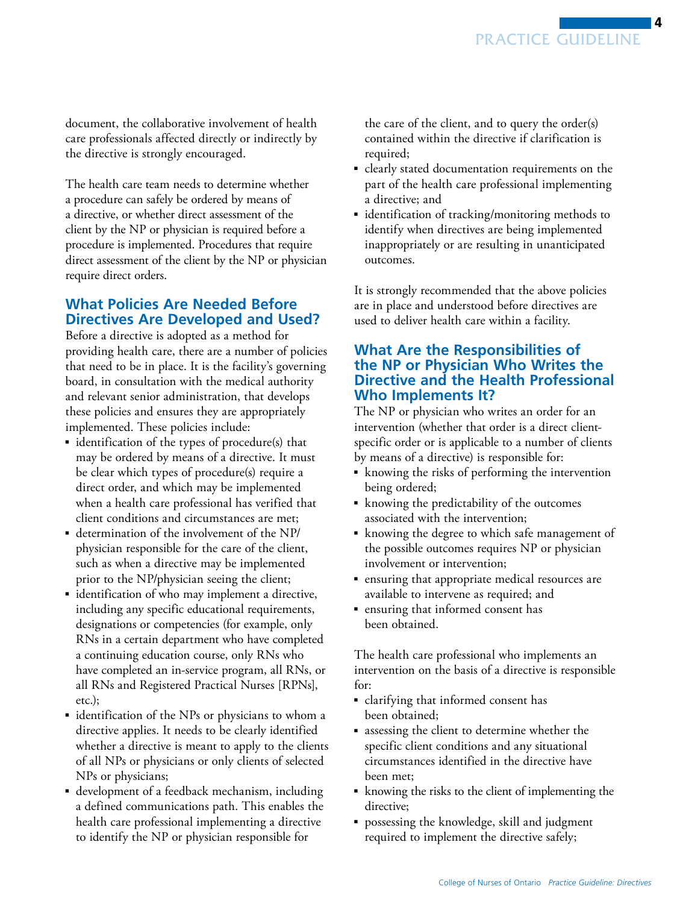document, the collaborative involvement of health care professionals affected directly or indirectly by the directive is strongly encouraged.

The health care team needs to determine whether a procedure can safely be ordered by means of a directive, or whether direct assessment of the client by the NP or physician is required before a procedure is implemented. Procedures that require direct assessment of the client by the NP or physician require direct orders.

## What Policies Are Needed Before Directives Are Developed and Used?

Before a directive is adopted as a method for providing health care, there are a number of policies that need to be in place. It is the facility's governing board, in consultation with the medical authority and relevant senior administration, that develops these policies and ensures they are appropriately implemented. These policies include:

- identification of the types of procedure(s) that may be ordered by means of a directive. It must be clear which types of procedure(s) require a direct order, and which may be implemented when a health care professional has verified that client conditions and circumstances are met;
- determination of the involvement of the NP/physician responsible for the care of the client, such as when a directive may be implemented prior to the NP/physician seeing the client;
- identification of who may implement a directive, including any specific educational requirements, designations or competencies (for example, only RNs in a certain department who have completed a continuing education course, only RNs who have completed an in-service program, all RNs, or all RNs and Registered Practical Nurses [RPNs], etc.);
- identification of the NPs or physicians to whom a directive applies. It needs to be clearly identified whether a directive is meant to apply to the clients of all NPs or physicians or only clients of selected NPs or physicians;
- development of a feedback mechanism, including a defined communications path. This enables the health care professional implementing a directive to identify the NP or physician responsible for the care of the client, and to query the order(s) contained within the directive if clarification is required;
- clearly stated documentation requirements on the part of the health care professional implementing a directive; and
- identification of tracking/monitoring methods to identify when directives are being implemented inappropriately or are resulting in unanticipated outcomes.

It is strongly recommended that the above policies are in place and understood before directives are used to deliver health care within a facility.

## What Are the Responsibilities of the NP or Physician Who Writes the Directive and the Health Professional Who Implements It?

The NP or physician who writes an order for an intervention (whether that order is a direct client-specific order or is applicable to a number of clients by means of a directive) is responsible for:

- knowing the risks of performing the intervention being ordered;
- knowing the predictability of the outcomes associated with the intervention;
- knowing the degree to which safe management of the possible outcomes requires NP or physician involvement or intervention;
- ensuring that appropriate medical resources are available to intervene as required; and
- ensuring that informed consent has been obtained.

The health care professional who implements an intervention on the basis of a directive is responsible for:

- clarifying that informed consent has been obtained;
- assessing the client to determine whether the specific client conditions and any situational circumstances identified in the directive have been met;
- knowing the risks to the client of implementing the directive;
- possessing the knowledge, skill and judgment required to implement the directive safely;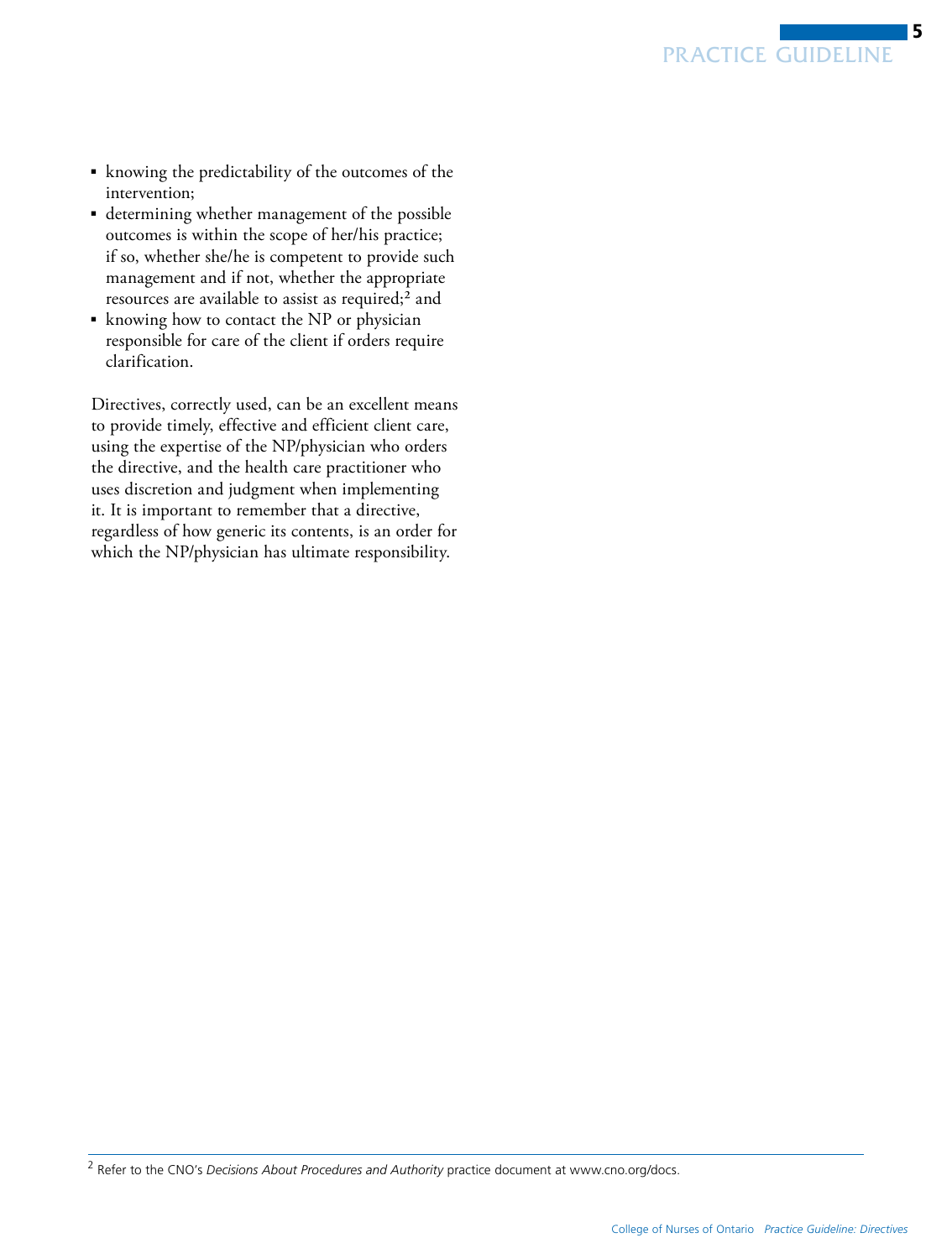- knowing the predictability of the outcomes of the intervention;
- determining whether management of the possible outcomes is within the scope of her/his practice; if so, whether she/he is competent to provide such management and if not, whether the appropriate resources are available to assist as required;[2] and
- knowing how to contact the NP or physician responsible for care of the client if orders require clarification.

Directives, correctly used, can be an excellent means to provide timely, effective and efficient client care, using the expertise of the NP/physician who orders the directive, and the health care practitioner who uses discretion and judgment when implementing it. It is important to remember that a directive, regardless of how generic its contents, is an order for which the NP/physician has ultimate responsibility.

---

[2] Refer to the CNO's *Decisions About Procedures and Authority* practice document at www.cno.org/docs.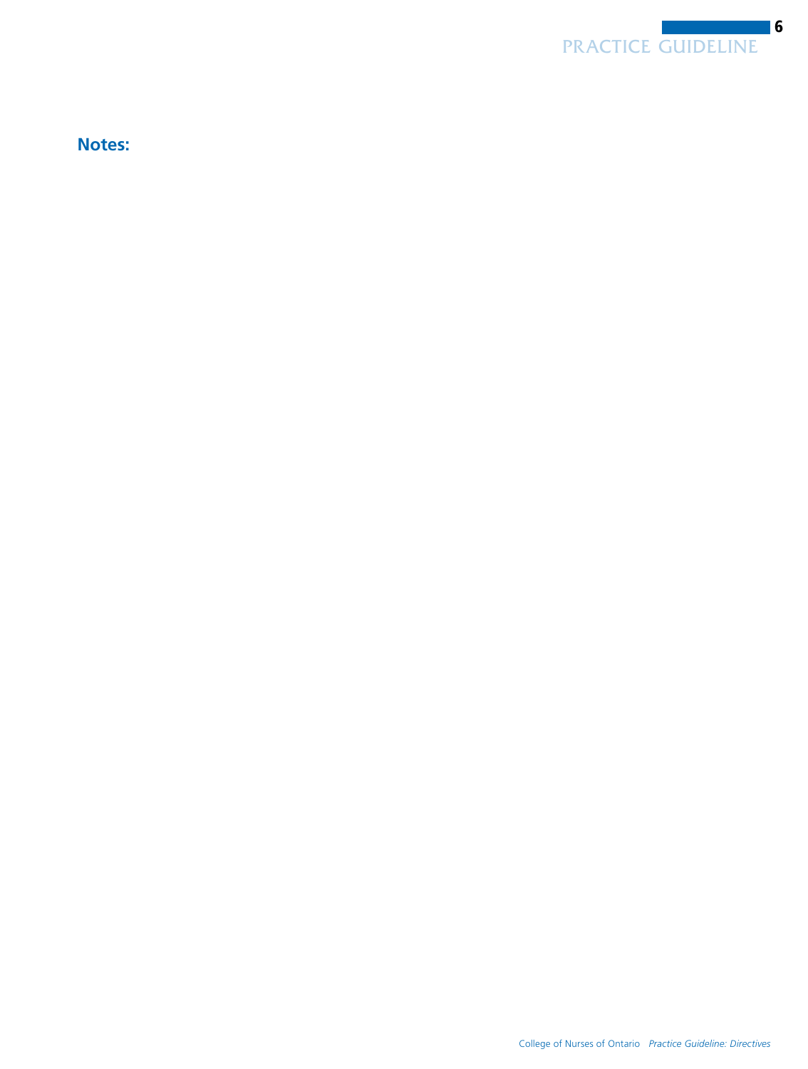**Notes:**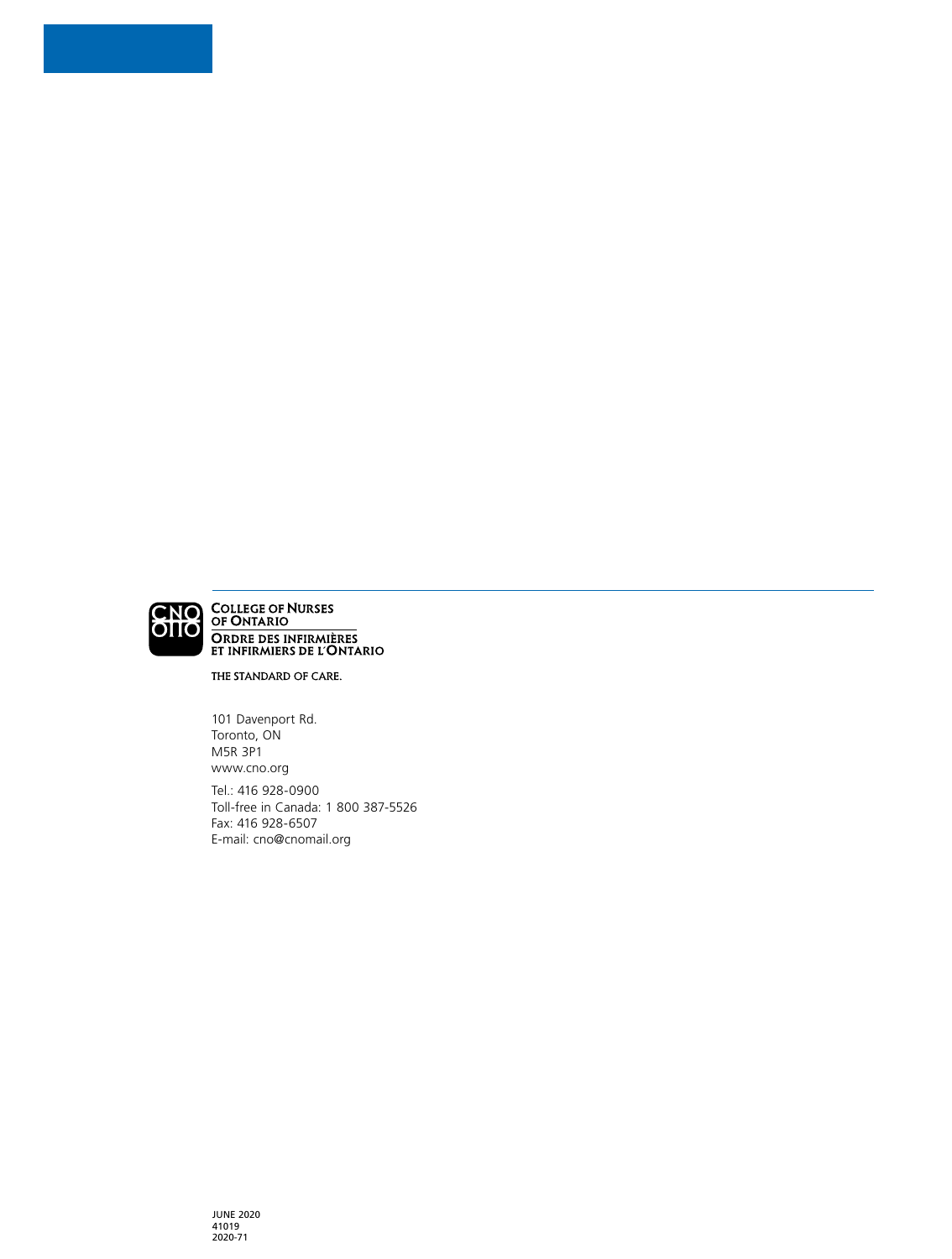COLLEGE OF NURSES OF ONTARIO

ORDRE DES INFIRMIÈRES ET INFIRMIERS DE L'ONTARIO

THE STANDARD OF CARE.

101 Davenport Rd.
Toronto, ON
M5R 3P1
www.cno.org

Tel.: 416 928-0900
Toll-free in Canada: 1 800 387-5526
Fax: 416 928-6507
E-mail: cno@cnomail.org

JUNE 2020
41019
2020-71